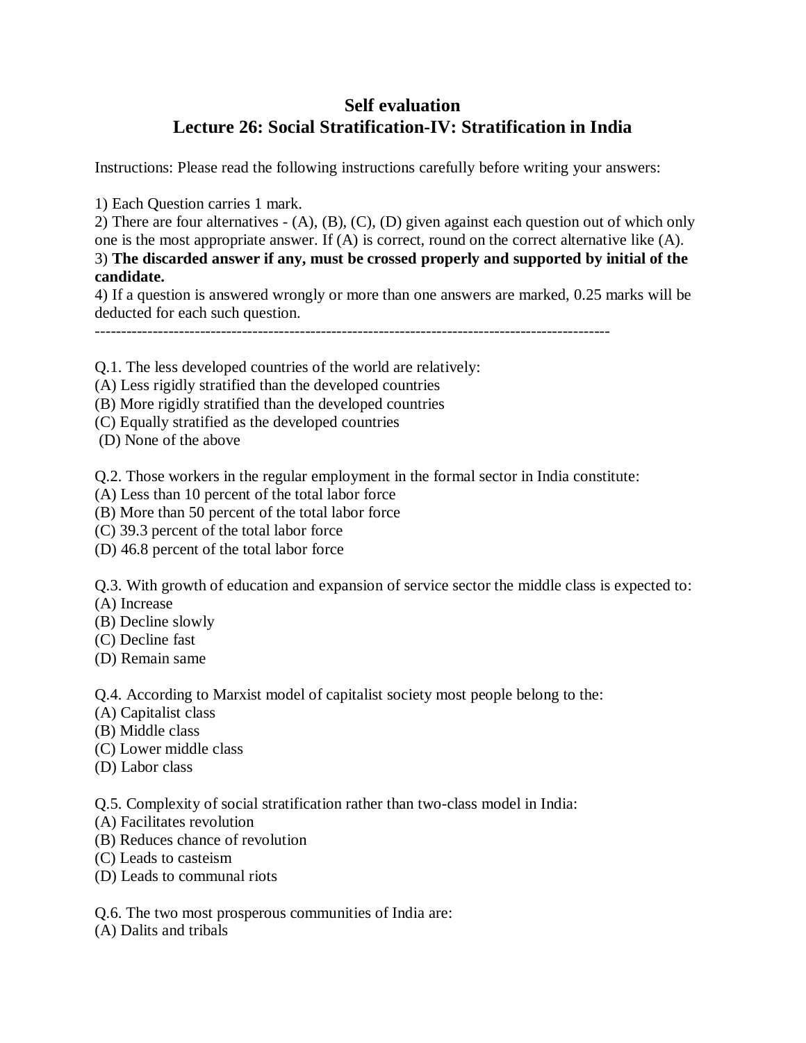# Self evaluation
## Lecture 26: Social Stratification-IV: Stratification in India

Instructions: Please read the following instructions carefully before writing your answers:

1) Each Question carries 1 mark.
2) There are four alternatives - (A), (B), (C), (D) given against each question out of which only one is the most appropriate answer. If (A) is correct, round on the correct alternative like (A).
3) **The discarded answer if any, must be crossed properly and supported by initial of the candidate.**
4) If a question is answered wrongly or more than one answers are marked, 0.25 marks will be deducted for each such question.

---

Q.1. The less developed countries of the world are relatively:
(A) Less rigidly stratified than the developed countries
(B) More rigidly stratified than the developed countries
(C) Equally stratified as the developed countries
(D) None of the above

Q.2. Those workers in the regular employment in the formal sector in India constitute:
(A) Less than 10 percent of the total labor force
(B) More than 50 percent of the total labor force
(C) 39.3 percent of the total labor force
(D) 46.8 percent of the total labor force

Q.3. With growth of education and expansion of service sector the middle class is expected to:
(A) Increase
(B) Decline slowly
(C) Decline fast
(D) Remain same

Q.4. According to Marxist model of capitalist society most people belong to the:
(A) Capitalist class
(B) Middle class
(C) Lower middle class
(D) Labor class

Q.5. Complexity of social stratification rather than two-class model in India:
(A) Facilitates revolution
(B) Reduces chance of revolution
(C) Leads to casteism
(D) Leads to communal riots

Q.6. The two most prosperous communities of India are:
(A) Dalits and tribals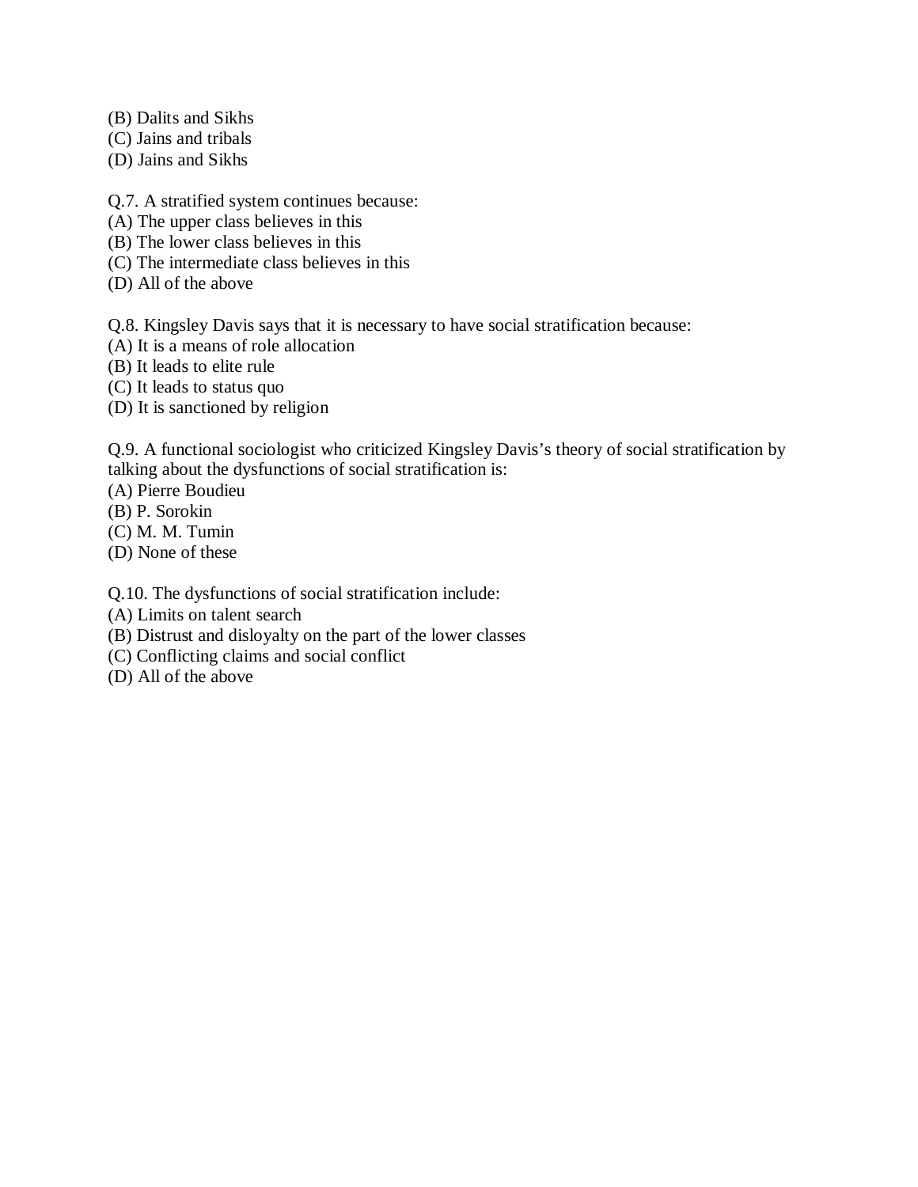(B) Dalits and Sikhs
(C) Jains and tribals
(D) Jains and Sikhs

Q.7. A stratified system continues because:
(A) The upper class believes in this
(B) The lower class believes in this
(C) The intermediate class believes in this
(D) All of the above

Q.8. Kingsley Davis says that it is necessary to have social stratification because:
(A) It is a means of role allocation
(B) It leads to elite rule
(C) It leads to status quo
(D) It is sanctioned by religion

Q.9. A functional sociologist who criticized Kingsley Davis's theory of social stratification by talking about the dysfunctions of social stratification is:
(A) Pierre Boudieu
(B) P. Sorokin
(C) M. M. Tumin
(D) None of these

Q.10. The dysfunctions of social stratification include:
(A) Limits on talent search
(B) Distrust and disloyalty on the part of the lower classes
(C) Conflicting claims and social conflict
(D) All of the above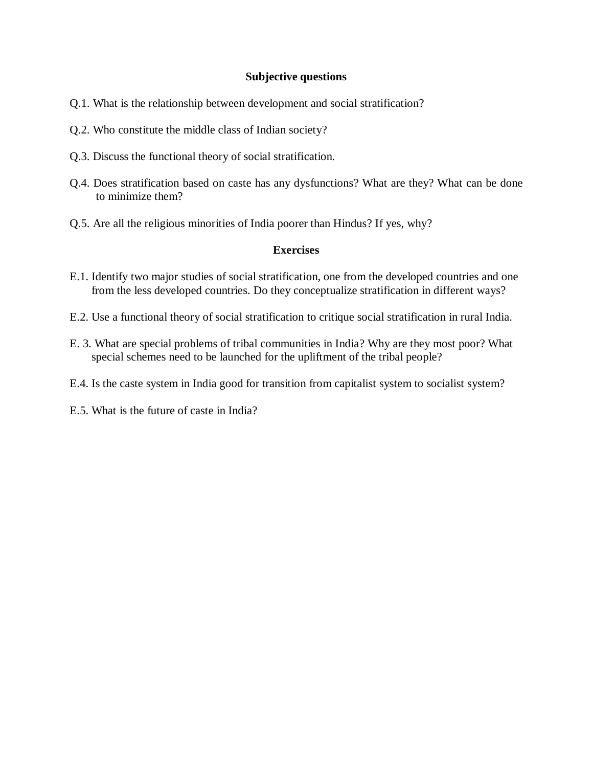## Subjective questions

Q.1. What is the relationship between development and social stratification?

Q.2. Who constitute the middle class of Indian society?

Q.3. Discuss the functional theory of social stratification.

Q.4. Does stratification based on caste has any dysfunctions? What are they? What can be done to minimize them?

Q.5. Are all the religious minorities of India poorer than Hindus? If yes, why?

## Exercises

E.1. Identify two major studies of social stratification, one from the developed countries and one from the less developed countries. Do they conceptualize stratification in different ways?

E.2. Use a functional theory of social stratification to critique social stratification in rural India.

E. 3. What are special problems of tribal communities in India? Why are they most poor? What special schemes need to be launched for the upliftment of the tribal people?

E.4. Is the caste system in India good for transition from capitalist system to socialist system?

E.5. What is the future of caste in India?